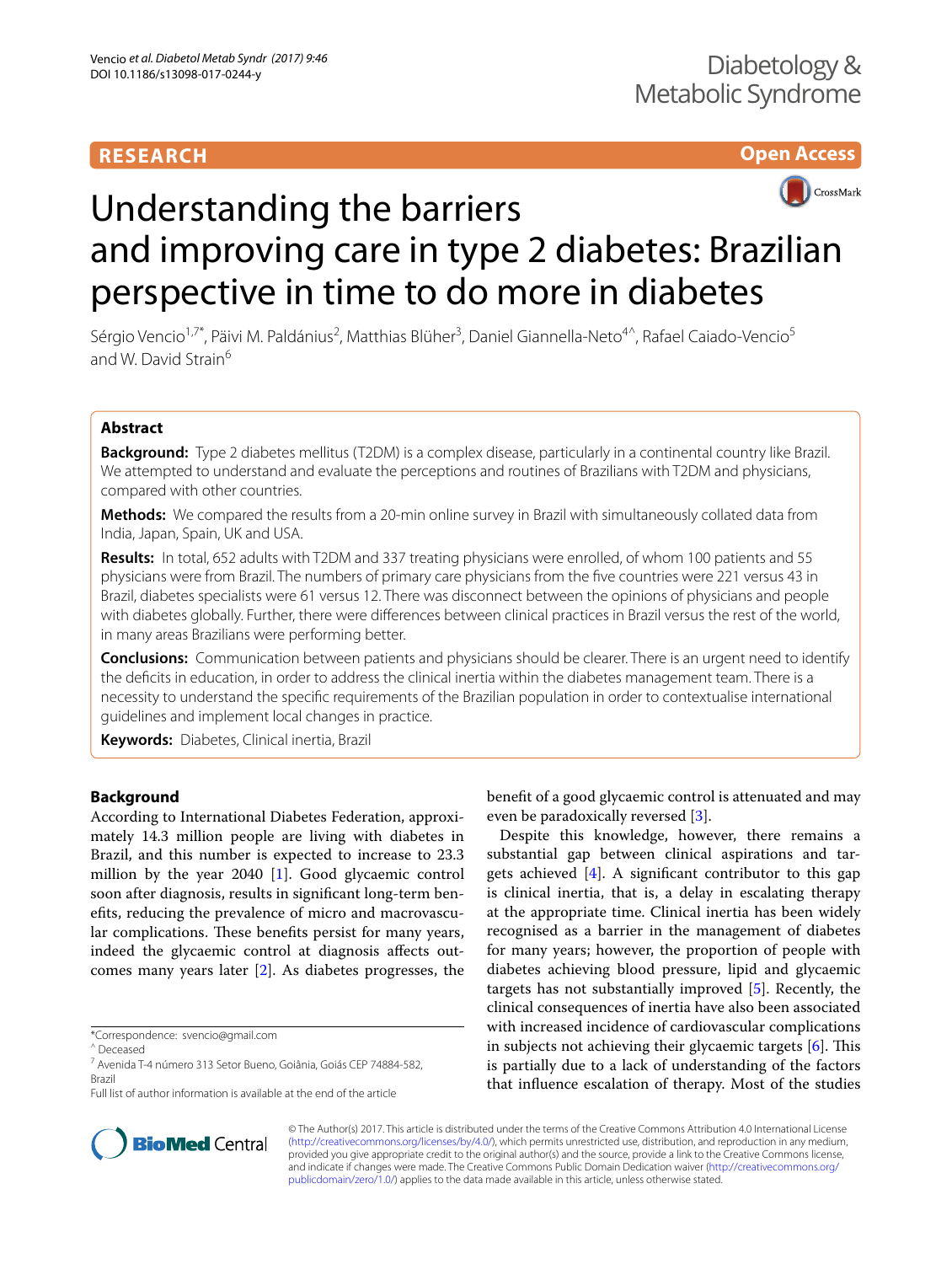RESEARCH

Open Access

# Understanding the barriers and improving care in type 2 diabetes: Brazilian perspective in time to do more in diabetes

Sérgio Vencio[1,7*], Päivi M. Paldánius[2], Matthias Blüher[3], Daniel Giannella-Neto[4^], Rafael Caiado-Vencio[5] and W. David Strain[6]

## Abstract

**Background:** Type 2 diabetes mellitus (T2DM) is a complex disease, particularly in a continental country like Brazil. We attempted to understand and evaluate the perceptions and routines of Brazilians with T2DM and physicians, compared with other countries.

**Methods:** We compared the results from a 20-min online survey in Brazil with simultaneously collated data from India, Japan, Spain, UK and USA.

**Results:** In total, 652 adults with T2DM and 337 treating physicians were enrolled, of whom 100 patients and 55 physicians were from Brazil. The numbers of primary care physicians from the five countries were 221 versus 43 in Brazil, diabetes specialists were 61 versus 12. There was disconnect between the opinions of physicians and people with diabetes globally. Further, there were differences between clinical practices in Brazil versus the rest of the world, in many areas Brazilians were performing better.

**Conclusions:** Communication between patients and physicians should be clearer. There is an urgent need to identify the deficits in education, in order to address the clinical inertia within the diabetes management team. There is a necessity to understand the specific requirements of the Brazilian population in order to contextualise international guidelines and implement local changes in practice.

**Keywords:** Diabetes, Clinical inertia, Brazil

## Background

According to International Diabetes Federation, approximately 14.3 million people are living with diabetes in Brazil, and this number is expected to increase to 23.3 million by the year 2040 [1]. Good glycaemic control soon after diagnosis, results in significant long-term benefits, reducing the prevalence of micro and macrovascular complications. These benefits persist for many years, indeed the glycaemic control at diagnosis affects outcomes many years later [2]. As diabetes progresses, the benefit of a good glycaemic control is attenuated and may even be paradoxically reversed [3].

Despite this knowledge, however, there remains a substantial gap between clinical aspirations and targets achieved [4]. A significant contributor to this gap is clinical inertia, that is, a delay in escalating therapy at the appropriate time. Clinical inertia has been widely recognised as a barrier in the management of diabetes for many years; however, the proportion of people with diabetes achieving blood pressure, lipid and glycaemic targets has not substantially improved [5]. Recently, the clinical consequences of inertia have also been associated with increased incidence of cardiovascular complications in subjects not achieving their glycaemic targets [6]. This is partially due to a lack of understanding of the factors that influence escalation of therapy. Most of the studies

*Correspondence: svencio@gmail.com

^ Deceased

7 Avenida T-4 número 313 Setor Bueno, Goiânia, Goiás CEP 74884-582, Brazil

Full list of author information is available at the end of the article

© The Author(s) 2017. This article is distributed under the terms of the Creative Commons Attribution 4.0 International License (http://creativecommons.org/licenses/by/4.0/), which permits unrestricted use, distribution, and reproduction in any medium, provided you give appropriate credit to the original author(s) and the source, provide a link to the Creative Commons license, and indicate if changes were made. The Creative Commons Public Domain Dedication waiver (http://creativecommons.org/publicdomain/zero/1.0/) applies to the data made available in this article, unless otherwise stated.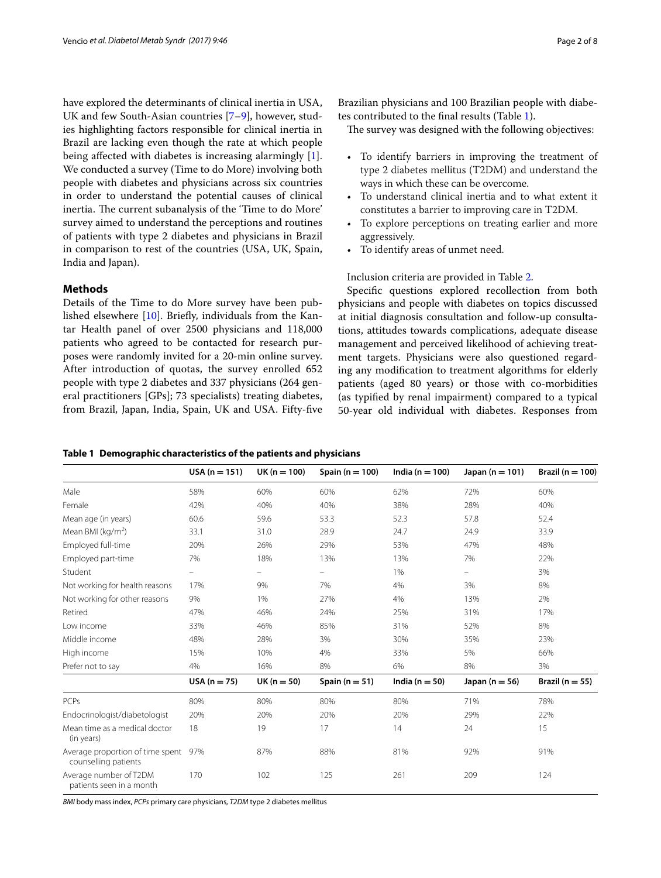have explored the determinants of clinical inertia in USA, UK and few South-Asian countries [7–9], however, studies highlighting factors responsible for clinical inertia in Brazil are lacking even though the rate at which people being affected with diabetes is increasing alarmingly [1]. We conducted a survey (Time to do More) involving both people with diabetes and physicians across six countries in order to understand the potential causes of clinical inertia. The current subanalysis of the 'Time to do More' survey aimed to understand the perceptions and routines of patients with type 2 diabetes and physicians in Brazil in comparison to rest of the countries (USA, UK, Spain, India and Japan).

## Methods

Details of the Time to do More survey have been published elsewhere [10]. Briefly, individuals from the Kantar Health panel of over 2500 physicians and 118,000 patients who agreed to be contacted for research purposes were randomly invited for a 20-min online survey. After introduction of quotas, the survey enrolled 652 people with type 2 diabetes and 337 physicians (264 general practitioners [GPs]; 73 specialists) treating diabetes, from Brazil, Japan, India, Spain, UK and USA. Fifty-five Brazilian physicians and 100 Brazilian people with diabetes contributed to the final results (Table 1).

The survey was designed with the following objectives:

- To identify barriers in improving the treatment of type 2 diabetes mellitus (T2DM) and understand the ways in which these can be overcome.
- To understand clinical inertia and to what extent it constitutes a barrier to improving care in T2DM.
- To explore perceptions on treating earlier and more aggressively.
- To identify areas of unmet need.

Inclusion criteria are provided in Table 2.

Specific questions explored recollection from both physicians and people with diabetes on topics discussed at initial diagnosis consultation and follow-up consultations, attitudes towards complications, adequate disease management and perceived likelihood of achieving treatment targets. Physicians were also questioned regarding any modification to treatment algorithms for elderly patients (aged 80 years) or those with co-morbidities (as typified by renal impairment) compared to a typical 50-year old individual with diabetes. Responses from

**Table 1 Demographic characteristics of the patients and physicians**

| | USA (n = 151) | UK (n = 100) | Spain (n = 100) | India (n = 100) | Japan (n = 101) | Brazil (n = 100) |
|---|---|---|---|---|---|---|
| Male | 58% | 60% | 60% | 62% | 72% | 60% |
| Female | 42% | 40% | 40% | 38% | 28% | 40% |
| Mean age (in years) | 60.6 | 59.6 | 53.3 | 52.3 | 57.8 | 52.4 |
| Mean BMI (kg/m$^2$) | 33.1 | 31.0 | 28.9 | 24.7 | 24.9 | 33.9 |
| Employed full-time | 20% | 26% | 29% | 53% | 47% | 48% |
| Employed part-time | 7% | 18% | 13% | 13% | 7% | 22% |
| Student | – | – | – | 1% | – | 3% |
| Not working for health reasons | 17% | 9% | 7% | 4% | 3% | 8% |
| Not working for other reasons | 9% | 1% | 27% | 4% | 13% | 2% |
| Retired | 47% | 46% | 24% | 25% | 31% | 17% |
| Low income | 33% | 46% | 85% | 31% | 52% | 8% |
| Middle income | 48% | 28% | 3% | 30% | 35% | 23% |
| High income | 15% | 10% | 4% | 33% | 5% | 66% |
| Prefer not to say | 4% | 16% | 8% | 6% | 8% | 3% |
| | **USA (n = 75)** | **UK (n = 50)** | **Spain (n = 51)** | **India (n = 50)** | **Japan (n = 56)** | **Brazil (n = 55)** |
| PCPs | 80% | 80% | 80% | 80% | 71% | 78% |
| Endocrinologist/diabetologist | 20% | 20% | 20% | 20% | 29% | 22% |
| Mean time as a medical doctor (in years) | 18 | 19 | 17 | 14 | 24 | 15 |
| Average proportion of time spent counselling patients | 97% | 87% | 88% | 81% | 92% | 91% |
| Average number of T2DM patients seen in a month | 170 | 102 | 125 | 261 | 209 | 124 |

*BMI* body mass index, *PCPs* primary care physicians, *T2DM* type 2 diabetes mellitus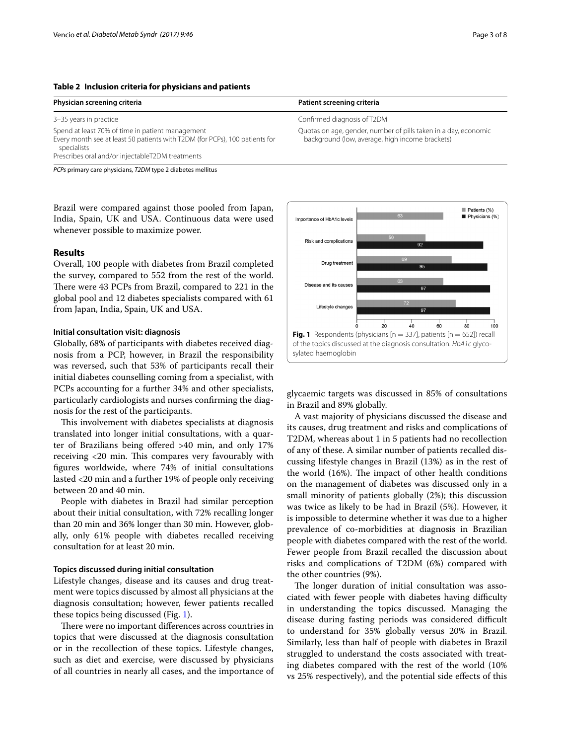**Table 2 Inclusion criteria for physicians and patients**

| Physician screening criteria | Patient screening criteria |
| --- | --- |
| 3–35 years in practice | Confirmed diagnosis of T2DM |
| Spend at least 70% of time in patient management<br>Every month see at least 50 patients with T2DM (for PCPs), 100 patients for specialists<br>Prescribes oral and/or injectableT2DM treatments | Quotas on age, gender, number of pills taken in a day, economic background (low, average, high income brackets) |

*PCPs* primary care physicians, *T2DM* type 2 diabetes mellitus

Brazil were compared against those pooled from Japan, India, Spain, UK and USA. Continuous data were used whenever possible to maximize power.

## Results

Overall, 100 people with diabetes from Brazil completed the survey, compared to 552 from the rest of the world. There were 43 PCPs from Brazil, compared to 221 in the global pool and 12 diabetes specialists compared with 61 from Japan, India, Spain, UK and USA.

### Initial consultation visit: diagnosis

Globally, 68% of participants with diabetes received diagnosis from a PCP, however, in Brazil the responsibility was reversed, such that 53% of participants recall their initial diabetes counselling coming from a specialist, with PCPs accounting for a further 34% and other specialists, particularly cardiologists and nurses confirming the diagnosis for the rest of the participants.

This involvement with diabetes specialists at diagnosis translated into longer initial consultations, with a quarter of Brazilians being offered >40 min, and only 17% receiving <20 min. This compares very favourably with figures worldwide, where 74% of initial consultations lasted <20 min and a further 19% of people only receiving between 20 and 40 min.

People with diabetes in Brazil had similar perception about their initial consultation, with 72% recalling longer than 20 min and 36% longer than 30 min. However, globally, only 61% people with diabetes recalled receiving consultation for at least 20 min.

### Topics discussed during initial consultation

Lifestyle changes, disease and its causes and drug treatment were topics discussed by almost all physicians at the diagnosis consultation; however, fewer patients recalled these topics being discussed (Fig. 1).

There were no important differences across countries in topics that were discussed at the diagnosis consultation or in the recollection of these topics. Lifestyle changes, such as diet and exercise, were discussed by physicians of all countries in nearly all cases, and the importance of glycaemic targets was discussed in 85% of consultations in Brazil and 89% globally.

**Fig. 1** Respondents (physicians [n = 337], patients [n = 652]) recall of the topics discussed at the diagnosis consultation. *HbA1c* glycosylated haemoglobin

A vast majority of physicians discussed the disease and its causes, drug treatment and risks and complications of T2DM, whereas about 1 in 5 patients had no recollection of any of these. A similar number of patients recalled discussing lifestyle changes in Brazil (13%) as in the rest of the world (16%). The impact of other health conditions on the management of diabetes was discussed only in a small minority of patients globally (2%); this discussion was twice as likely to be had in Brazil (5%). However, it is impossible to determine whether it was due to a higher prevalence of co-morbidities at diagnosis in Brazilian people with diabetes compared with the rest of the world. Fewer people from Brazil recalled the discussion about risks and complications of T2DM (6%) compared with the other countries (9%).

The longer duration of initial consultation was associated with fewer people with diabetes having difficulty in understanding the topics discussed. Managing the disease during fasting periods was considered difficult to understand for 35% globally versus 20% in Brazil. Similarly, less than half of people with diabetes in Brazil struggled to understand the costs associated with treating diabetes compared with the rest of the world (10% vs 25% respectively), and the potential side effects of this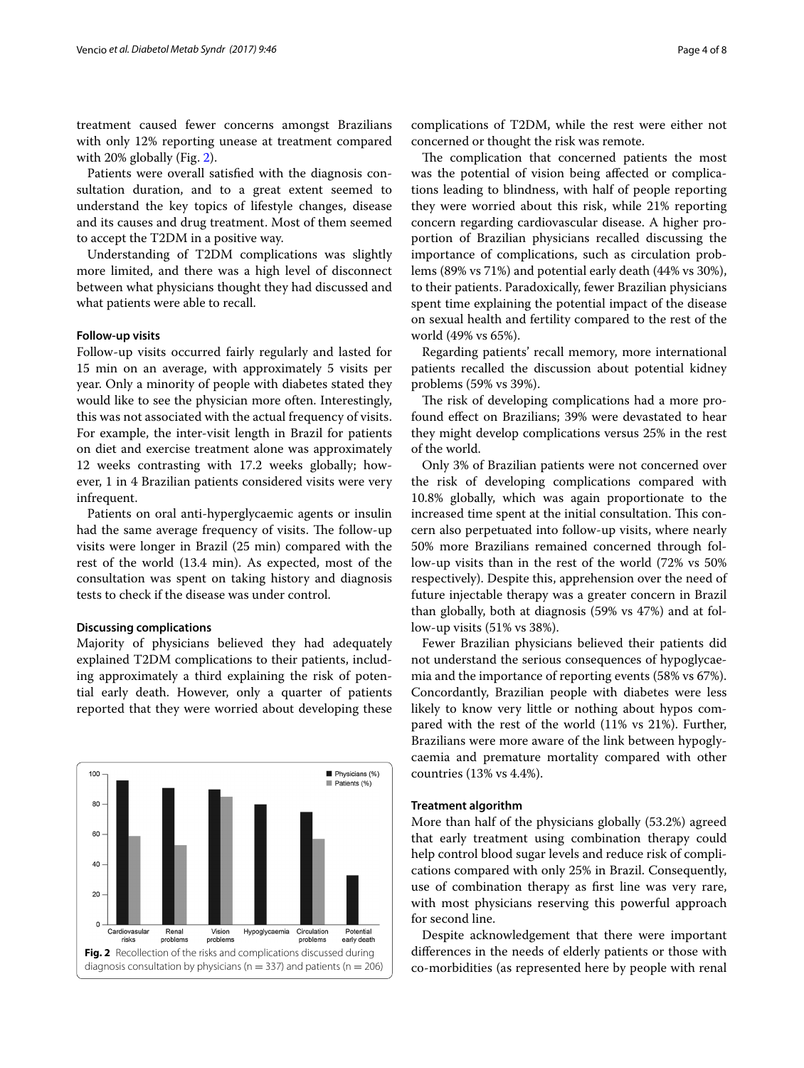treatment caused fewer concerns amongst Brazilians with only 12% reporting unease at treatment compared with 20% globally (Fig. 2).

Patients were overall satisfied with the diagnosis consultation duration, and to a great extent seemed to understand the key topics of lifestyle changes, disease and its causes and drug treatment. Most of them seemed to accept the T2DM in a positive way.

Understanding of T2DM complications was slightly more limited, and there was a high level of disconnect between what physicians thought they had discussed and what patients were able to recall.

### Follow-up visits

Follow-up visits occurred fairly regularly and lasted for 15 min on an average, with approximately 5 visits per year. Only a minority of people with diabetes stated they would like to see the physician more often. Interestingly, this was not associated with the actual frequency of visits. For example, the inter-visit length in Brazil for patients on diet and exercise treatment alone was approximately 12 weeks contrasting with 17.2 weeks globally; however, 1 in 4 Brazilian patients considered visits were very infrequent.

Patients on oral anti-hyperglycaemic agents or insulin had the same average frequency of visits. The follow-up visits were longer in Brazil (25 min) compared with the rest of the world (13.4 min). As expected, most of the consultation was spent on taking history and diagnosis tests to check if the disease was under control.

### Discussing complications

Majority of physicians believed they had adequately explained T2DM complications to their patients, including approximately a third explaining the risk of potential early death. However, only a quarter of patients reported that they were worried about developing these complications of T2DM, while the rest were either not concerned or thought the risk was remote.

Fig. 2 Recollection of the risks and complications discussed during diagnosis consultation by physicians (n = 337) and patients (n = 206)

The complication that concerned patients the most was the potential of vision being affected or complications leading to blindness, with half of people reporting they were worried about this risk, while 21% reporting concern regarding cardiovascular disease. A higher proportion of Brazilian physicians recalled discussing the importance of complications, such as circulation problems (89% vs 71%) and potential early death (44% vs 30%), to their patients. Paradoxically, fewer Brazilian physicians spent time explaining the potential impact of the disease on sexual health and fertility compared to the rest of the world (49% vs 65%).

Regarding patients' recall memory, more international patients recalled the discussion about potential kidney problems (59% vs 39%).

The risk of developing complications had a more profound effect on Brazilians; 39% were devastated to hear they might develop complications versus 25% in the rest of the world.

Only 3% of Brazilian patients were not concerned over the risk of developing complications compared with 10.8% globally, which was again proportionate to the increased time spent at the initial consultation. This concern also perpetuated into follow-up visits, where nearly 50% more Brazilians remained concerned through follow-up visits than in the rest of the world (72% vs 50% respectively). Despite this, apprehension over the need of future injectable therapy was a greater concern in Brazil than globally, both at diagnosis (59% vs 47%) and at follow-up visits (51% vs 38%).

Fewer Brazilian physicians believed their patients did not understand the serious consequences of hypoglycaemia and the importance of reporting events (58% vs 67%). Concordantly, Brazilian people with diabetes were less likely to know very little or nothing about hypos compared with the rest of the world (11% vs 21%). Further, Brazilians were more aware of the link between hypoglycaemia and premature mortality compared with other countries (13% vs 4.4%).

### Treatment algorithm

More than half of the physicians globally (53.2%) agreed that early treatment using combination therapy could help control blood sugar levels and reduce risk of complications compared with only 25% in Brazil. Consequently, use of combination therapy as first line was very rare, with most physicians reserving this powerful approach for second line.

Despite acknowledgement that there were important differences in the needs of elderly patients or those with co-morbidities (as represented here by people with renal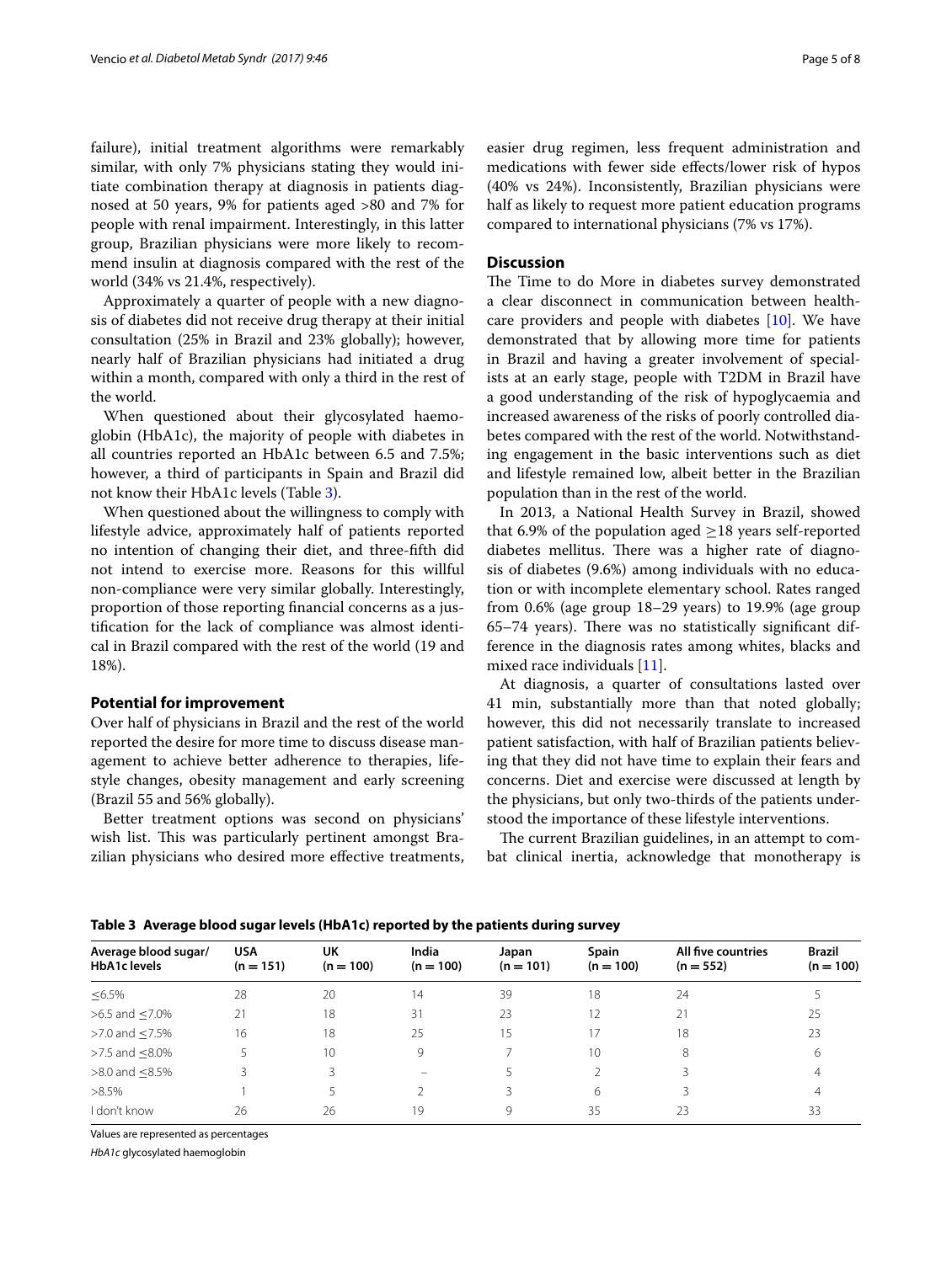failure), initial treatment algorithms were remarkably similar, with only 7% physicians stating they would initiate combination therapy at diagnosis in patients diagnosed at 50 years, 9% for patients aged >80 and 7% for people with renal impairment. Interestingly, in this latter group, Brazilian physicians were more likely to recommend insulin at diagnosis compared with the rest of the world (34% vs 21.4%, respectively).

Approximately a quarter of people with a new diagnosis of diabetes did not receive drug therapy at their initial consultation (25% in Brazil and 23% globally); however, nearly half of Brazilian physicians had initiated a drug within a month, compared with only a third in the rest of the world.

When questioned about their glycosylated haemoglobin (HbA1c), the majority of people with diabetes in all countries reported an HbA1c between 6.5 and 7.5%; however, a third of participants in Spain and Brazil did not know their HbA1c levels (Table 3).

When questioned about the willingness to comply with lifestyle advice, approximately half of patients reported no intention of changing their diet, and three-fifth did not intend to exercise more. Reasons for this willful non-compliance were very similar globally. Interestingly, proportion of those reporting financial concerns as a justification for the lack of compliance was almost identical in Brazil compared with the rest of the world (19 and 18%).

### Potential for improvement

Over half of physicians in Brazil and the rest of the world reported the desire for more time to discuss disease management to achieve better adherence to therapies, lifestyle changes, obesity management and early screening (Brazil 55 and 56% globally).

Better treatment options was second on physicians' wish list. This was particularly pertinent amongst Brazilian physicians who desired more effective treatments, easier drug regimen, less frequent administration and medications with fewer side effects/lower risk of hypos (40% vs 24%). Inconsistently, Brazilian physicians were half as likely to request more patient education programs compared to international physicians (7% vs 17%).

## Discussion

The Time to do More in diabetes survey demonstrated a clear disconnect in communication between healthcare providers and people with diabetes [10]. We have demonstrated that by allowing more time for patients in Brazil and having a greater involvement of specialists at an early stage, people with T2DM in Brazil have a good understanding of the risk of hypoglycaemia and increased awareness of the risks of poorly controlled diabetes compared with the rest of the world. Notwithstanding engagement in the basic interventions such as diet and lifestyle remained low, albeit better in the Brazilian population than in the rest of the world.

In 2013, a National Health Survey in Brazil, showed that 6.9% of the population aged ≥18 years self-reported diabetes mellitus. There was a higher rate of diagnosis of diabetes (9.6%) among individuals with no education or with incomplete elementary school. Rates ranged from 0.6% (age group 18–29 years) to 19.9% (age group 65–74 years). There was no statistically significant difference in the diagnosis rates among whites, blacks and mixed race individuals [11].

At diagnosis, a quarter of consultations lasted over 41 min, substantially more than that noted globally; however, this did not necessarily translate to increased patient satisfaction, with half of Brazilian patients believing that they did not have time to explain their fears and concerns. Diet and exercise were discussed at length by the physicians, but only two-thirds of the patients understood the importance of these lifestyle interventions.

The current Brazilian guidelines, in an attempt to combat clinical inertia, acknowledge that monotherapy is

**Table 3 Average blood sugar levels (HbA1c) reported by the patients during survey**

| Average blood sugar/ HbA1c levels | USA (n = 151) | UK (n = 100) | India (n = 100) | Japan (n = 101) | Spain (n = 100) | All five countries (n = 552) | Brazil (n = 100) |
|---|---|---|---|---|---|---|---|
| ≤6.5% | 28 | 20 | 14 | 39 | 18 | 24 | 5 |
| >6.5 and ≤7.0% | 21 | 18 | 31 | 23 | 12 | 21 | 25 |
| >7.0 and ≤7.5% | 16 | 18 | 25 | 15 | 17 | 18 | 23 |
| >7.5 and ≤8.0% | 5 | 10 | 9 | 7 | 10 | 8 | 6 |
| >8.0 and ≤8.5% | 3 | 3 | – | 5 | 2 | 3 | 4 |
| >8.5% | 1 | 5 | 2 | 3 | 6 | 3 | 4 |
| I don't know | 26 | 26 | 19 | 9 | 35 | 23 | 33 |

Values are represented as percentages

*HbA1c* glycosylated haemoglobin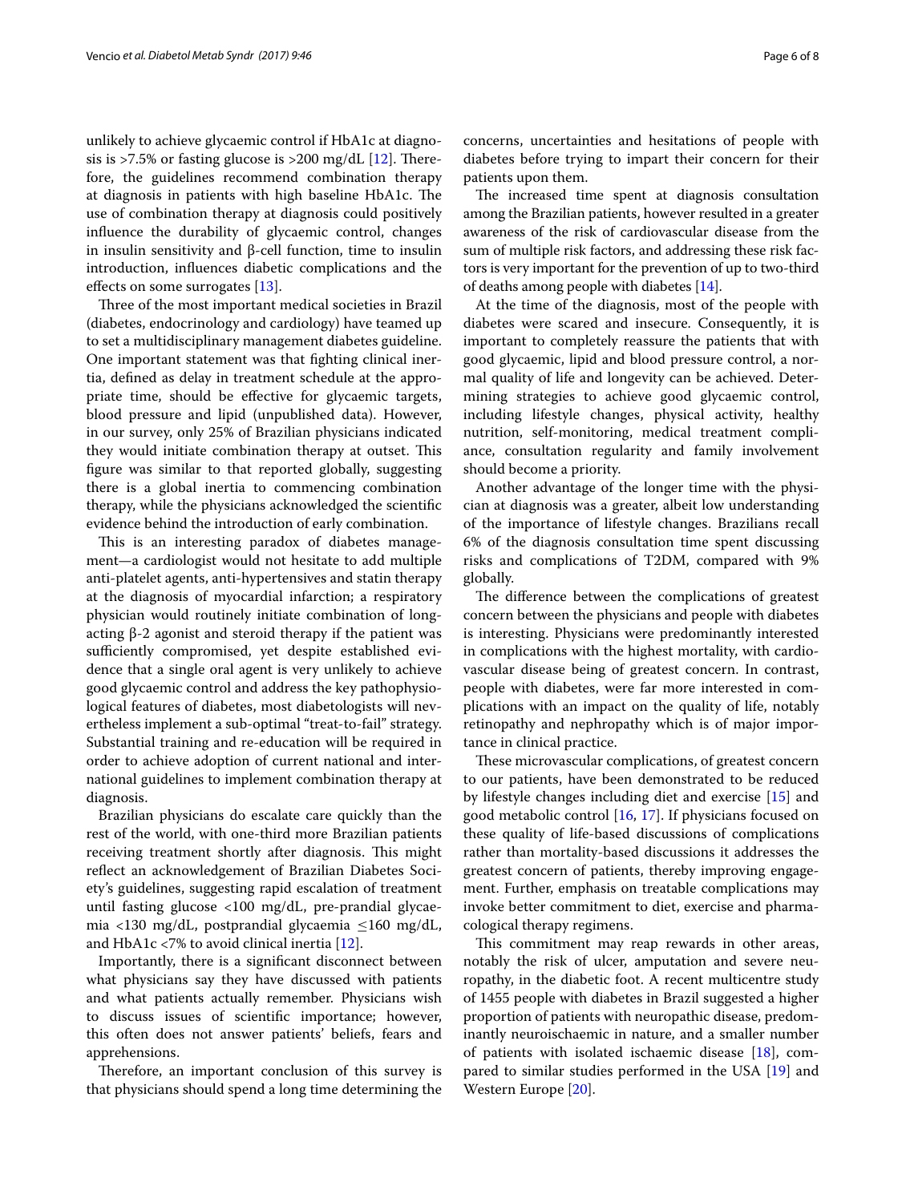unlikely to achieve glycaemic control if HbA1c at diagnosis is >7.5% or fasting glucose is >200 mg/dL [12]. Therefore, the guidelines recommend combination therapy at diagnosis in patients with high baseline HbA1c. The use of combination therapy at diagnosis could positively influence the durability of glycaemic control, changes in insulin sensitivity and β-cell function, time to insulin introduction, influences diabetic complications and the effects on some surrogates [13].

Three of the most important medical societies in Brazil (diabetes, endocrinology and cardiology) have teamed up to set a multidisciplinary management diabetes guideline. One important statement was that fighting clinical inertia, defined as delay in treatment schedule at the appropriate time, should be effective for glycaemic targets, blood pressure and lipid (unpublished data). However, in our survey, only 25% of Brazilian physicians indicated they would initiate combination therapy at outset. This figure was similar to that reported globally, suggesting there is a global inertia to commencing combination therapy, while the physicians acknowledged the scientific evidence behind the introduction of early combination.

This is an interesting paradox of diabetes management—a cardiologist would not hesitate to add multiple anti-platelet agents, anti-hypertensives and statin therapy at the diagnosis of myocardial infarction; a respiratory physician would routinely initiate combination of long-acting β-2 agonist and steroid therapy if the patient was sufficiently compromised, yet despite established evidence that a single oral agent is very unlikely to achieve good glycaemic control and address the key pathophysiological features of diabetes, most diabetologists will nevertheless implement a sub-optimal "treat-to-fail" strategy. Substantial training and re-education will be required in order to achieve adoption of current national and international guidelines to implement combination therapy at diagnosis.

Brazilian physicians do escalate care quickly than the rest of the world, with one-third more Brazilian patients receiving treatment shortly after diagnosis. This might reflect an acknowledgement of Brazilian Diabetes Society's guidelines, suggesting rapid escalation of treatment until fasting glucose <100 mg/dL, pre-prandial glycaemia <130 mg/dL, postprandial glycaemia ≤160 mg/dL, and HbA1c <7% to avoid clinical inertia [12].

Importantly, there is a significant disconnect between what physicians say they have discussed with patients and what patients actually remember. Physicians wish to discuss issues of scientific importance; however, this often does not answer patients' beliefs, fears and apprehensions.

Therefore, an important conclusion of this survey is that physicians should spend a long time determining the concerns, uncertainties and hesitations of people with diabetes before trying to impart their concern for their patients upon them.

The increased time spent at diagnosis consultation among the Brazilian patients, however resulted in a greater awareness of the risk of cardiovascular disease from the sum of multiple risk factors, and addressing these risk factors is very important for the prevention of up to two-third of deaths among people with diabetes [14].

At the time of the diagnosis, most of the people with diabetes were scared and insecure. Consequently, it is important to completely reassure the patients that with good glycaemic, lipid and blood pressure control, a normal quality of life and longevity can be achieved. Determining strategies to achieve good glycaemic control, including lifestyle changes, physical activity, healthy nutrition, self-monitoring, medical treatment compliance, consultation regularity and family involvement should become a priority.

Another advantage of the longer time with the physician at diagnosis was a greater, albeit low understanding of the importance of lifestyle changes. Brazilians recall 6% of the diagnosis consultation time spent discussing risks and complications of T2DM, compared with 9% globally.

The difference between the complications of greatest concern between the physicians and people with diabetes is interesting. Physicians were predominantly interested in complications with the highest mortality, with cardiovascular disease being of greatest concern. In contrast, people with diabetes, were far more interested in complications with an impact on the quality of life, notably retinopathy and nephropathy which is of major importance in clinical practice.

These microvascular complications, of greatest concern to our patients, have been demonstrated to be reduced by lifestyle changes including diet and exercise [15] and good metabolic control [16, 17]. If physicians focused on these quality of life-based discussions of complications rather than mortality-based discussions it addresses the greatest concern of patients, thereby improving engagement. Further, emphasis on treatable complications may invoke better commitment to diet, exercise and pharmacological therapy regimens.

This commitment may reap rewards in other areas, notably the risk of ulcer, amputation and severe neuropathy, in the diabetic foot. A recent multicentre study of 1455 people with diabetes in Brazil suggested a higher proportion of patients with neuropathic disease, predominantly neuroischaemic in nature, and a smaller number of patients with isolated ischaemic disease [18], compared to similar studies performed in the USA [19] and Western Europe [20].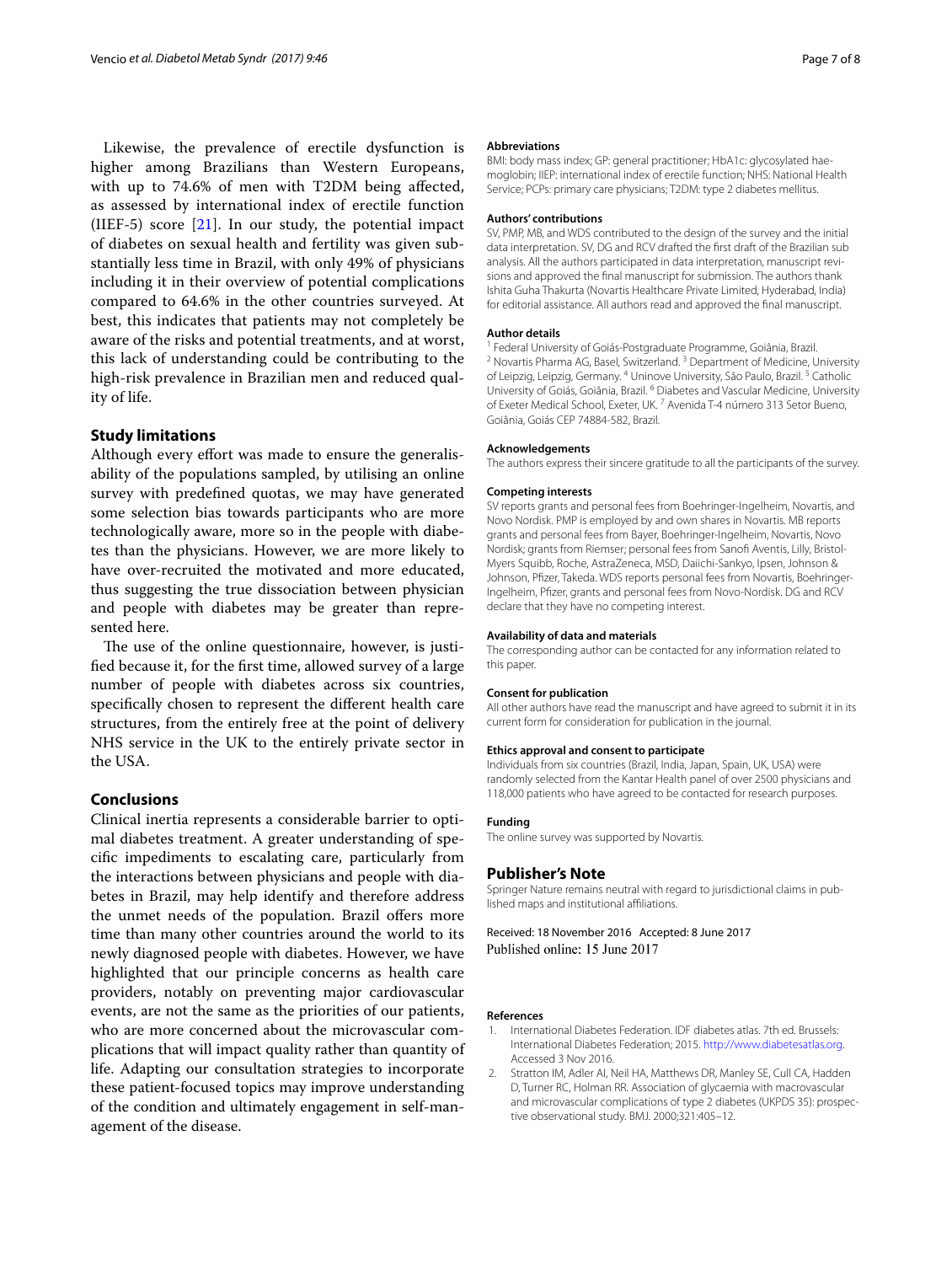Likewise, the prevalence of erectile dysfunction is higher among Brazilians than Western Europeans, with up to 74.6% of men with T2DM being affected, as assessed by international index of erectile function (IIEF-5) score [21]. In our study, the potential impact of diabetes on sexual health and fertility was given substantially less time in Brazil, with only 49% of physicians including it in their overview of potential complications compared to 64.6% in the other countries surveyed. At best, this indicates that patients may not completely be aware of the risks and potential treatments, and at worst, this lack of understanding could be contributing to the high-risk prevalence in Brazilian men and reduced quality of life.

### Study limitations

Although every effort was made to ensure the generalisability of the populations sampled, by utilising an online survey with predefined quotas, we may have generated some selection bias towards participants who are more technologically aware, more so in the people with diabetes than the physicians. However, we are more likely to have over-recruited the motivated and more educated, thus suggesting the true dissociation between physician and people with diabetes may be greater than represented here.

The use of the online questionnaire, however, is justified because it, for the first time, allowed survey of a large number of people with diabetes across six countries, specifically chosen to represent the different health care structures, from the entirely free at the point of delivery NHS service in the UK to the entirely private sector in the USA.

## Conclusions

Clinical inertia represents a considerable barrier to optimal diabetes treatment. A greater understanding of specific impediments to escalating care, particularly from the interactions between physicians and people with diabetes in Brazil, may help identify and therefore address the unmet needs of the population. Brazil offers more time than many other countries around the world to its newly diagnosed people with diabetes. However, we have highlighted that our principle concerns as health care providers, notably on preventing major cardiovascular events, are not the same as the priorities of our patients, who are more concerned about the microvascular complications that will impact quality rather than quantity of life. Adapting our consultation strategies to incorporate these patient-focused topics may improve understanding of the condition and ultimately engagement in self-management of the disease.

#### Abbreviations

BMI: body mass index; GP: general practitioner; HbA1c: glycosylated haemoglobin; IIEP: international index of erectile function; NHS: National Health Service; PCPs: primary care physicians; T2DM: type 2 diabetes mellitus.

#### Authors' contributions

SV, PMP, MB, and WDS contributed to the design of the survey and the initial data interpretation. SV, DG and RCV drafted the first draft of the Brazilian sub analysis. All the authors participated in data interpretation, manuscript revisions and approved the final manuscript for submission. The authors thank Ishita Guha Thakurta (Novartis Healthcare Private Limited, Hyderabad, India) for editorial assistance. All authors read and approved the final manuscript.

#### Author details

[1] Federal University of Goiás-Postgraduate Programme, Goiânia, Brazil. [2] Novartis Pharma AG, Basel, Switzerland. [3] Department of Medicine, University of Leipzig, Leipzig, Germany. [4] Uninove University, São Paulo, Brazil. [5] Catholic University of Goiás, Goiânia, Brazil. [6] Diabetes and Vascular Medicine, University of Exeter Medical School, Exeter, UK. [7] Avenida T-4 número 313 Setor Bueno, Goiânia, Goiás CEP 74884-582, Brazil.

#### Acknowledgements

The authors express their sincere gratitude to all the participants of the survey.

#### Competing interests

SV reports grants and personal fees from Boehringer-Ingelheim, Novartis, and Novo Nordisk. PMP is employed by and own shares in Novartis. MB reports grants and personal fees from Bayer, Boehringer-Ingelheim, Novartis, Novo Nordisk; grants from Riemser; personal fees from Sanofi Aventis, Lilly, Bristol-Myers Squibb, Roche, AstraZeneca, MSD, Daiichi-Sankyo, Ipsen, Johnson & Johnson, Pfizer, Takeda. WDS reports personal fees from Novartis, Boehringer-Ingelheim, Pfizer, grants and personal fees from Novo-Nordisk. DG and RCV declare that they have no competing interest.

#### Availability of data and materials

The corresponding author can be contacted for any information related to this paper.

#### Consent for publication

All other authors have read the manuscript and have agreed to submit it in its current form for consideration for publication in the journal.

#### Ethics approval and consent to participate

Individuals from six countries (Brazil, India, Japan, Spain, UK, USA) were randomly selected from the Kantar Health panel of over 2500 physicians and 118,000 patients who have agreed to be contacted for research purposes.

#### Funding

The online survey was supported by Novartis.

### Publisher's Note

Springer Nature remains neutral with regard to jurisdictional claims in published maps and institutional affiliations.

Received: 18 November 2016 Accepted: 8 June 2017
Published online: 15 June 2017

#### References

1. International Diabetes Federation. IDF diabetes atlas. 7th ed. Brussels: International Diabetes Federation; 2015. http://www.diabetesatlas.org. Accessed 3 Nov 2016.
2. Stratton IM, Adler AI, Neil HA, Matthews DR, Manley SE, Cull CA, Hadden D, Turner RC, Holman RR. Association of glycaemia with macrovascular and microvascular complications of type 2 diabetes (UKPDS 35): prospective observational study. BMJ. 2000;321:405–12.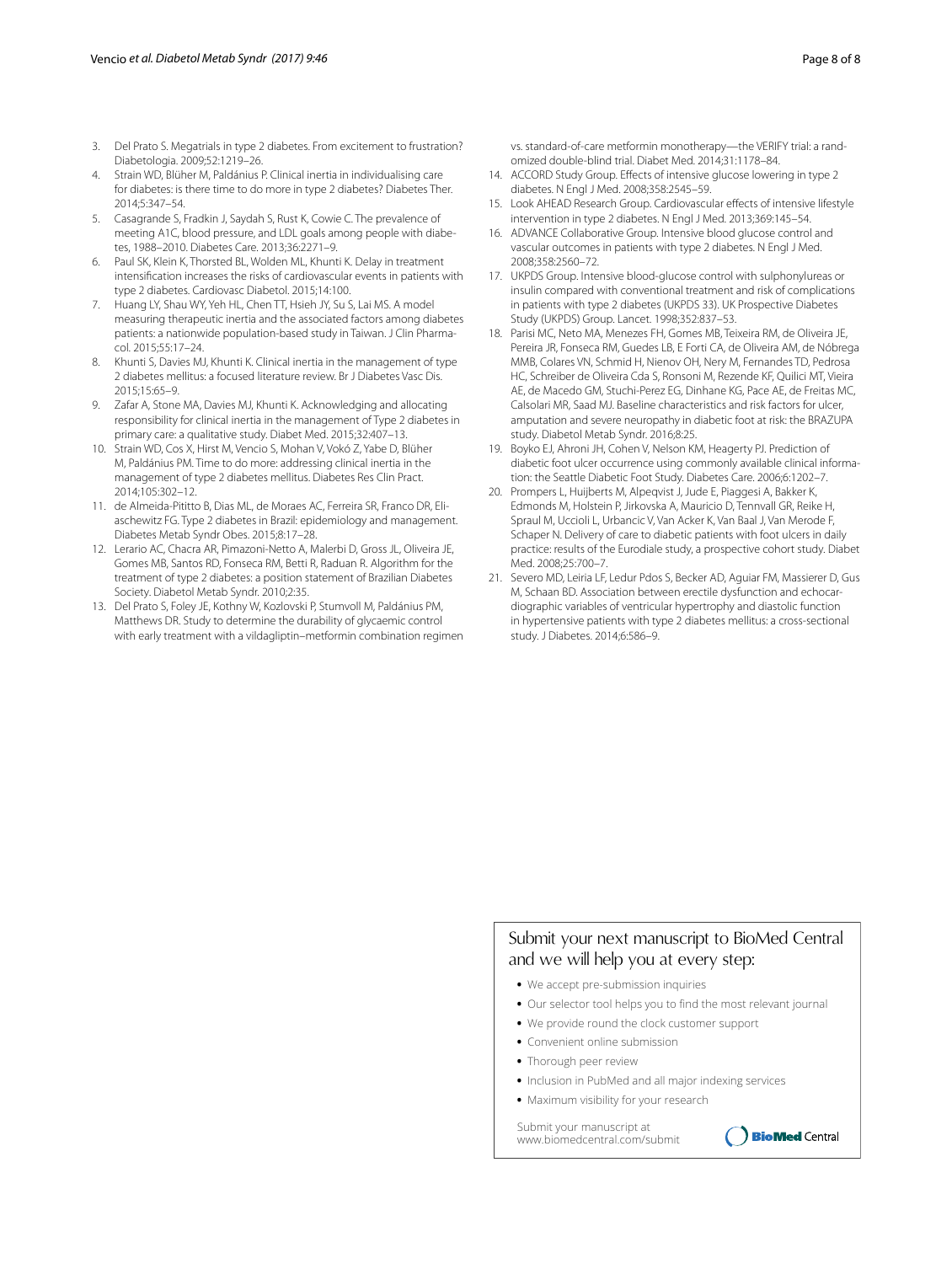3. Del Prato S. Megatrials in type 2 diabetes. From excitement to frustration? Diabetologia. 2009;52:1219–26.
4. Strain WD, Blüher M, Paldánius P. Clinical inertia in individualising care for diabetes: is there time to do more in type 2 diabetes? Diabetes Ther. 2014;5:347–54.
5. Casagrande S, Fradkin J, Saydah S, Rust K, Cowie C. The prevalence of meeting A1C, blood pressure, and LDL goals among people with diabetes, 1988–2010. Diabetes Care. 2013;36:2271–9.
6. Paul SK, Klein K, Thorsted BL, Wolden ML, Khunti K. Delay in treatment intensification increases the risks of cardiovascular events in patients with type 2 diabetes. Cardiovasc Diabetol. 2015;14:100.
7. Huang LY, Shau WY, Yeh HL, Chen TT, Hsieh JY, Su S, Lai MS. A model measuring therapeutic inertia and the associated factors among diabetes patients: a nationwide population-based study in Taiwan. J Clin Pharmacol. 2015;55:17–24.
8. Khunti S, Davies MJ, Khunti K. Clinical inertia in the management of type 2 diabetes mellitus: a focused literature review. Br J Diabetes Vasc Dis. 2015;15:65–9.
9. Zafar A, Stone MA, Davies MJ, Khunti K. Acknowledging and allocating responsibility for clinical inertia in the management of Type 2 diabetes in primary care: a qualitative study. Diabet Med. 2015;32:407–13.
10. Strain WD, Cos X, Hirst M, Vencio S, Mohan V, Vokó Z, Yabe D, Blüher M, Paldánius PM. Time to do more: addressing clinical inertia in the management of type 2 diabetes mellitus. Diabetes Res Clin Pract. 2014;105:302–12.
11. de Almeida-Pititto B, Dias ML, de Moraes AC, Ferreira SR, Franco DR, Eliaschewitz FG. Type 2 diabetes in Brazil: epidemiology and management. Diabetes Metab Syndr Obes. 2015;8:17–28.
12. Lerario AC, Chacra AR, Pimazoni-Netto A, Malerbi D, Gross JL, Oliveira JE, Gomes MB, Santos RD, Fonseca RM, Betti R, Raduan R. Algorithm for the treatment of type 2 diabetes: a position statement of Brazilian Diabetes Society. Diabetol Metab Syndr. 2010;2:35.
13. Del Prato S, Foley JE, Kothny W, Kozlovski P, Stumvoll M, Paldánius PM, Matthews DR. Study to determine the durability of glycaemic control with early treatment with a vildagliptin–metformin combination regimen vs. standard-of-care metformin monotherapy—the VERIFY trial: a randomized double-blind trial. Diabet Med. 2014;31:1178–84.
14. ACCORD Study Group. Effects of intensive glucose lowering in type 2 diabetes. N Engl J Med. 2008;358:2545–59.
15. Look AHEAD Research Group. Cardiovascular effects of intensive lifestyle intervention in type 2 diabetes. N Engl J Med. 2013;369:145–54.
16. ADVANCE Collaborative Group. Intensive blood glucose control and vascular outcomes in patients with type 2 diabetes. N Engl J Med. 2008;358:2560–72.
17. UKPDS Group. Intensive blood-glucose control with sulphonylureas or insulin compared with conventional treatment and risk of complications in patients with type 2 diabetes (UKPDS 33). UK Prospective Diabetes Study (UKPDS) Group. Lancet. 1998;352:837–53.
18. Parisi MC, Neto MA, Menezes FH, Gomes MB, Teixeira RM, de Oliveira JE, Pereira JR, Fonseca RM, Guedes LB, E Forti CA, de Oliveira AM, de Nóbrega MMB, Colares VN, Schmid H, Nienov OH, Nery M, Fernandes TD, Pedrosa HC, Schreiber de Oliveira Cda S, Ronsoni M, Rezende KF, Quilici MT, Vieira AE, de Macedo GM, Stuchi-Perez EG, Dinhane KG, Pace AE, de Freitas MC, Calsolari MR, Saad MJ. Baseline characteristics and risk factors for ulcer, amputation and severe neuropathy in diabetic foot at risk: the BRAZUPA study. Diabetol Metab Syndr. 2016;8:25.
19. Boyko EJ, Ahroni JH, Cohen V, Nelson KM, Heagerty PJ. Prediction of diabetic foot ulcer occurrence using commonly available clinical information: the Seattle Diabetic Foot Study. Diabetes Care. 2006;6:1202–7.
20. Prompers L, Huijberts M, Alpeqvist J, Jude E, Piaggesi A, Bakker K, Edmonds M, Holstein P, Jirkovska A, Mauricio D, Tennvall GR, Reike H, Spraul M, Uccioli L, Urbancic V, Van Acker K, Van Baal J, Van Merode F, Schaper N. Delivery of care to diabetic patients with foot ulcers in daily practice: results of the Eurodiale study, a prospective cohort study. Diabet Med. 2008;25:700–7.
21. Severo MD, Leiria LF, Ledur Pdos S, Becker AD, Aguiar FM, Massierer D, Gus M, Schaan BD. Association between erectile dysfunction and echocardiographic variables of ventricular hypertrophy and diastolic function in hypertensive patients with type 2 diabetes mellitus: a cross-sectional study. J Diabetes. 2014;6:586–9.

Submit your next manuscript to BioMed Central and we will help you at every step:

- We accept pre-submission inquiries
- Our selector tool helps you to find the most relevant journal
- We provide round the clock customer support
- Convenient online submission
- Thorough peer review
- Inclusion in PubMed and all major indexing services
- Maximum visibility for your research

Submit your manuscript at
www.biomedcentral.com/submit

BioMed Central